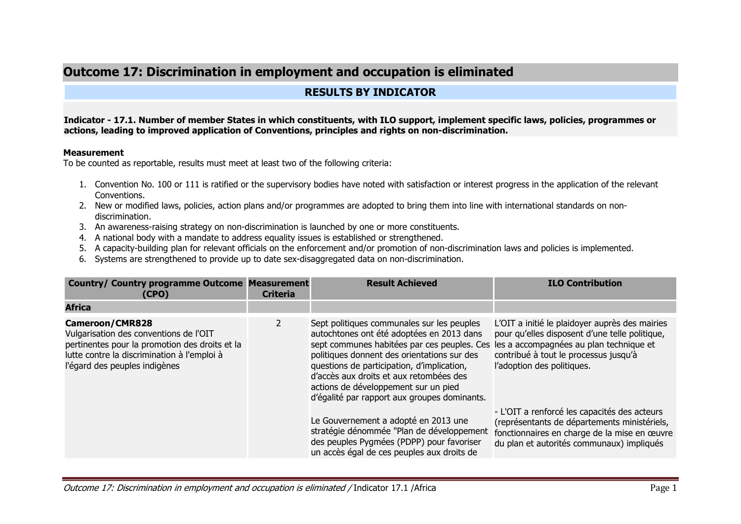# Outcome 17: Discrimination in employment and occupation is eliminated

## RESULTS BY INDICATOR

**Indicator - 17.1. Number of member States in which constituents, with ILO support, implement specific laws, policies, programmes or actions, leading to improved application of Conventions, principles and rights on non-discrimination.**

**Measurement**

To be counted as reportable, results must meet at least two of the following criteria:

1. Convention No. 100 or 111 is ratified or the supervisory bodies have noted with satisfaction or interest progress in the application of the relevant Conventions.
2. New or modified laws, policies, action plans and/or programmes are adopted to bring them into line with international standards on non-discrimination.
3. An awareness-raising strategy on non-discrimination is launched by one or more constituents.
4. A national body with a mandate to address equality issues is established or strengthened.
5. A capacity-building plan for relevant officials on the enforcement and/or promotion of non-discrimination laws and policies is implemented.
6. Systems are strengthened to provide up to date sex-disaggregated data on non-discrimination.

| Country/ Country programme Outcome (CPO) | Measurement Criteria | Result Achieved | ILO Contribution |
|---|---|---|---|
| **Africa** | | | |
| **Cameroon/CMR828**<br>Vulgarisation des conventions de l'OIT pertinentes pour la promotion des droits et la lutte contre la discrimination à l'emploi à l'égard des peuples indigènes | 2 | Sept politiques communales sur les peuples autochtones ont été adoptées en 2013 dans sept communes habitées par ces peuples. Ces politiques donnent des orientations sur des questions de participation, d'implication, d'accès aux droits et aux retombées des actions de développement sur un pied d'égalité par rapport aux groupes dominants.<br><br>Le Gouvernement a adopté en 2013 une stratégie dénommée "Plan de développement des peuples Pygmées (PDPP) pour favoriser un accès égal de ces peuples aux droits de | L'OIT a initié le plaidoyer auprès des mairies pour qu'elles disposent d'une telle politique, les a accompagnées au plan technique et contribué à tout le processus jusqu'à l'adoption des politiques.<br><br>- L'OIT a renforcé les capacités des acteurs (représentants de départements ministériels, fonctionnaires en charge de la mise en œuvre du plan et autorités communaux) impliqués |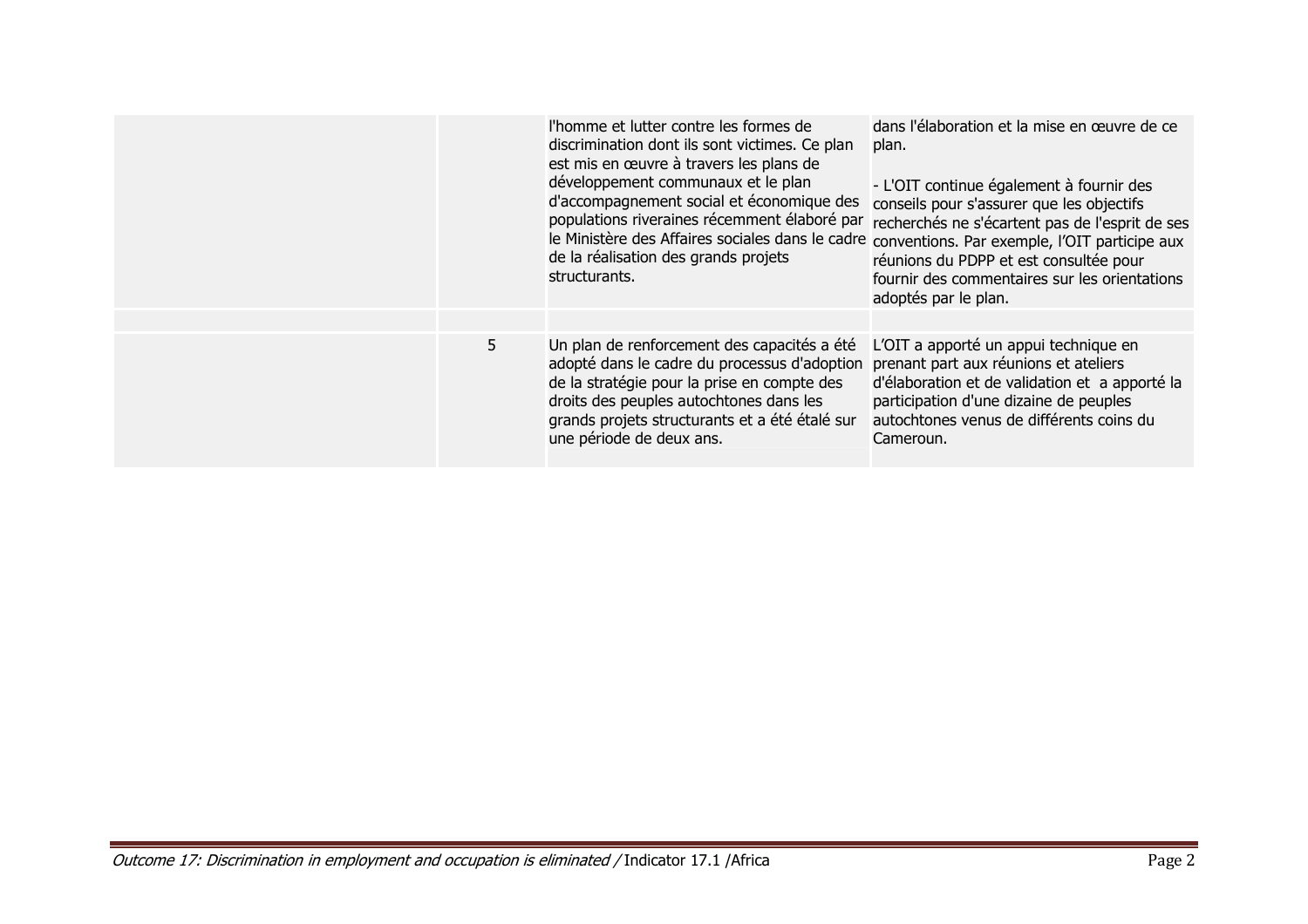| | | | |
|---|---|---|---|
| | | l'homme et lutter contre les formes de discrimination dont ils sont victimes. Ce plan est mis en œuvre à travers les plans de développement communaux et le plan d'accompagnement social et économique des populations riveraines récemment élaboré par le Ministère des Affaires sociales dans le cadre de la réalisation des grands projets structurants. | dans l'élaboration et la mise en œuvre de ce plan.<br><br>- L'OIT continue également à fournir des conseils pour s'assurer que les objectifs recherchés ne s'écartent pas de l'esprit de ses conventions. Par exemple, l'OIT participe aux réunions du PDPP et est consultée pour fournir des commentaires sur les orientations adoptés par le plan. |
| | | | |
| | 5 | Un plan de renforcement des capacités a été adopté dans le cadre du processus d'adoption de la stratégie pour la prise en compte des droits des peuples autochtones dans les grands projets structurants et a été étalé sur une période de deux ans. | L'OIT a apporté un appui technique en prenant part aux réunions et ateliers d'élaboration et de validation et a apporté la participation d'une dizaine de peuples autochtones venus de différents coins du Cameroun. |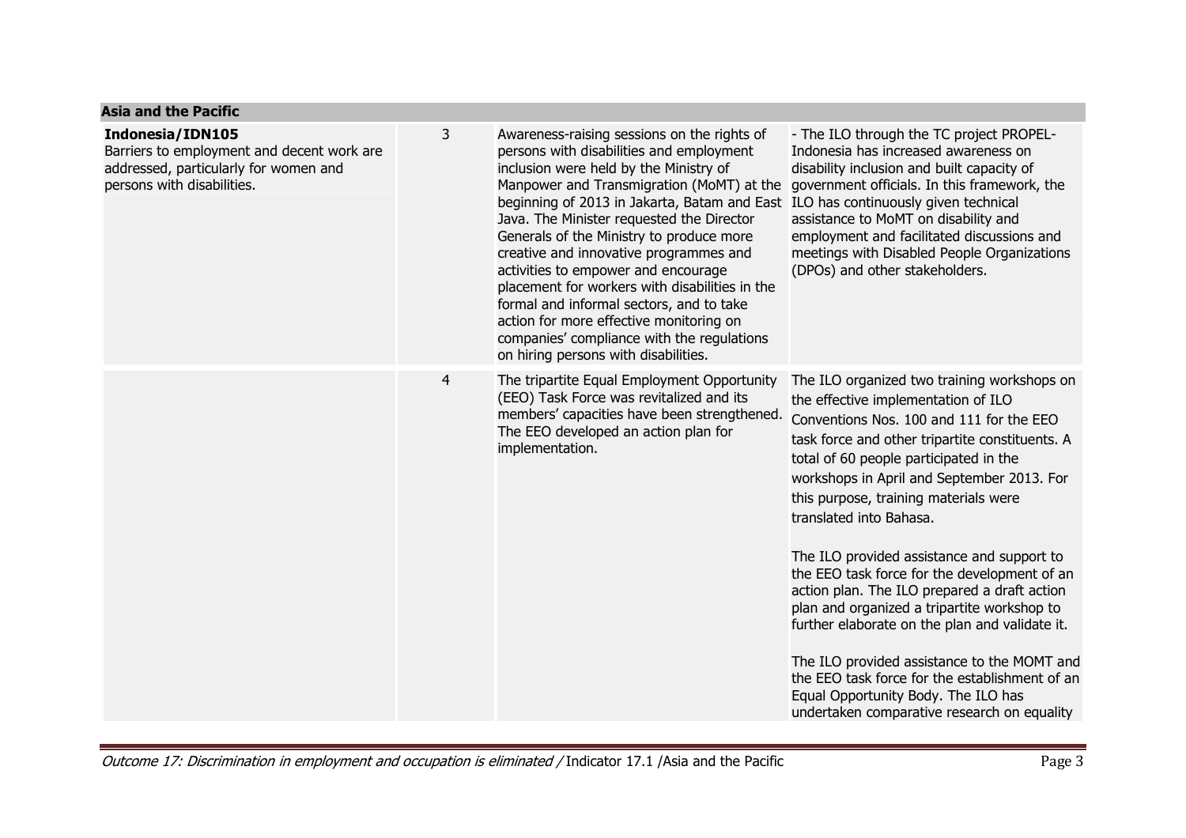| Asia and the Pacific | | | |
|---|---|---|---|
| **Indonesia/IDN105**<br>Barriers to employment and decent work are addressed, particularly for women and persons with disabilities. | 3 | Awareness-raising sessions on the rights of persons with disabilities and employment inclusion were held by the Ministry of Manpower and Transmigration (MoMT) at the beginning of 2013 in Jakarta, Batam and East Java. The Minister requested the Director Generals of the Ministry to produce more creative and innovative programmes and activities to empower and encourage placement for workers with disabilities in the formal and informal sectors, and to take action for more effective monitoring on companies' compliance with the regulations on hiring persons with disabilities. | - The ILO through the TC project PROPEL-Indonesia has increased awareness on disability inclusion and built capacity of government officials. In this framework, the ILO has continuously given technical assistance to MoMT on disability and employment and facilitated discussions and meetings with Disabled People Organizations (DPOs) and other stakeholders. |
| | 4 | The tripartite Equal Employment Opportunity (EEO) Task Force was revitalized and its members' capacities have been strengthened. The EEO developed an action plan for implementation. | The ILO organized two training workshops on the effective implementation of ILO Conventions Nos. 100 and 111 for the EEO task force and other tripartite constituents. A total of 60 people participated in the workshops in April and September 2013. For this purpose, training materials were translated into Bahasa.<br><br>The ILO provided assistance and support to the EEO task force for the development of an action plan. The ILO prepared a draft action plan and organized a tripartite workshop to further elaborate on the plan and validate it.<br><br>The ILO provided assistance to the MOMT and the EEO task force for the establishment of an Equal Opportunity Body. The ILO has undertaken comparative research on equality |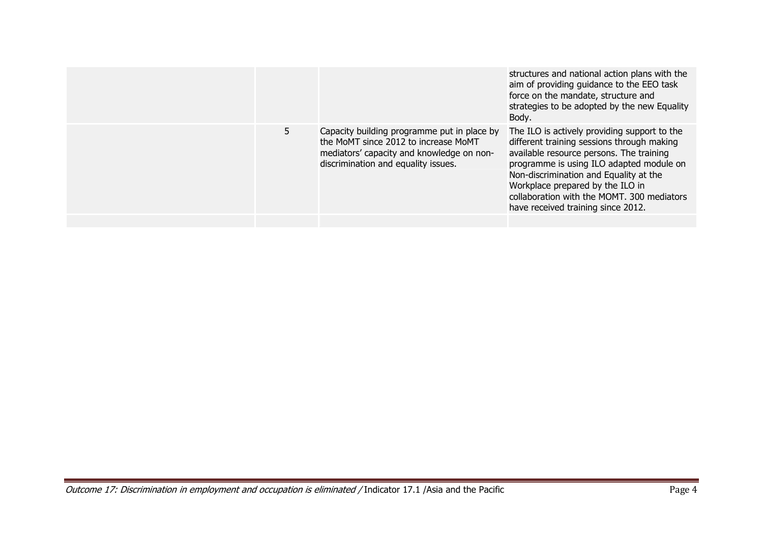| | | | |
|---|---|---|---|
| | | | structures and national action plans with the aim of providing guidance to the EEO task force on the mandate, structure and strategies to be adopted by the new Equality Body. |
| | 5 | Capacity building programme put in place by the MoMT since 2012 to increase MoMT mediators' capacity and knowledge on non-discrimination and equality issues. | The ILO is actively providing support to the different training sessions through making available resource persons. The training programme is using ILO adapted module on Non-discrimination and Equality at the Workplace prepared by the ILO in collaboration with the MOMT. 300 mediators have received training since 2012. |
| | | | |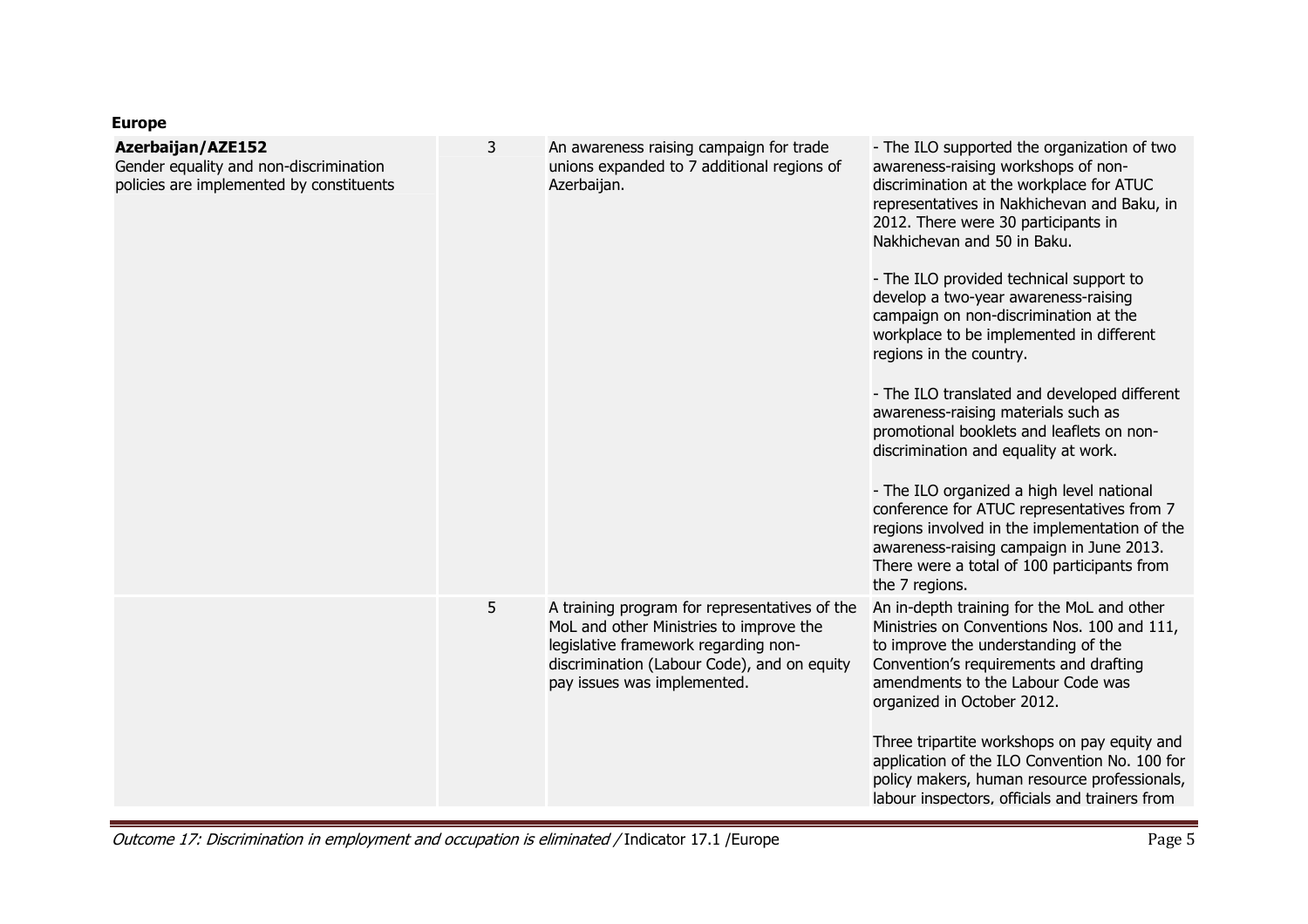**Europe**

| | | | |
|---|---|---|---|
| **Azerbaijan/AZE152**<br>Gender equality and non-discrimination policies are implemented by constituents | 3 | An awareness raising campaign for trade unions expanded to 7 additional regions of Azerbaijan. | - The ILO supported the organization of two awareness-raising workshops of non-discrimination at the workplace for ATUC representatives in Nakhichevan and Baku, in 2012. There were 30 participants in Nakhichevan and 50 in Baku.<br><br>- The ILO provided technical support to develop a two-year awareness-raising campaign on non-discrimination at the workplace to be implemented in different regions in the country.<br><br>- The ILO translated and developed different awareness-raising materials such as promotional booklets and leaflets on non-discrimination and equality at work.<br><br>- The ILO organized a high level national conference for ATUC representatives from 7 regions involved in the implementation of the awareness-raising campaign in June 2013. There were a total of 100 participants from the 7 regions. |
| | 5 | A training program for representatives of the MoL and other Ministries to improve the legislative framework regarding non-discrimination (Labour Code), and on equity pay issues was implemented. | An in-depth training for the MoL and other Ministries on Conventions Nos. 100 and 111, to improve the understanding of the Convention's requirements and drafting amendments to the Labour Code was organized in October 2012.<br><br>Three tripartite workshops on pay equity and application of the ILO Convention No. 100 for policy makers, human resource professionals, labour inspectors, officials and trainers from |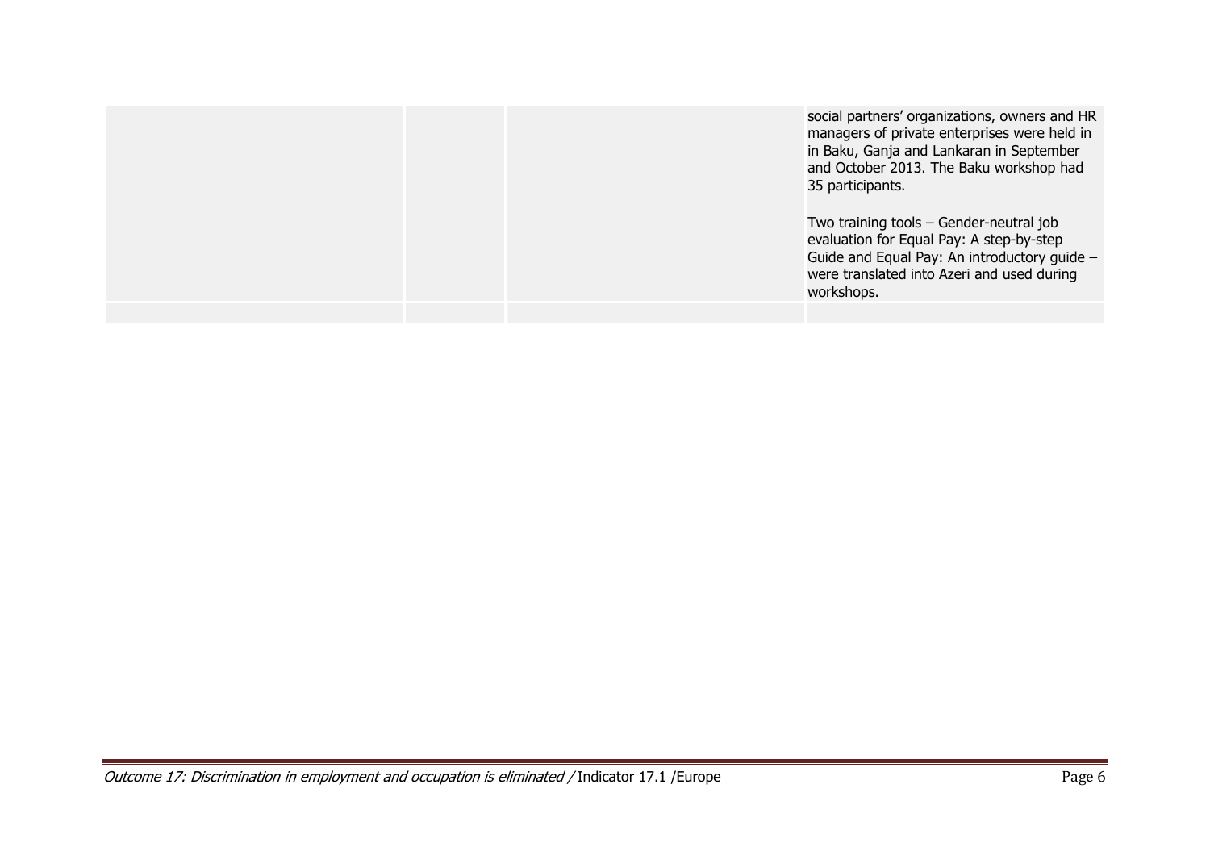| | | | |
|---|---|---|---|
| | | | social partners' organizations, owners and HR managers of private enterprises were held in in Baku, Ganja and Lankaran in September and October 2013. The Baku workshop had 35 participants.<br><br>Two training tools – Gender-neutral job evaluation for Equal Pay: A step-by-step Guide and Equal Pay: An introductory guide – were translated into Azeri and used during workshops. |
| | | | |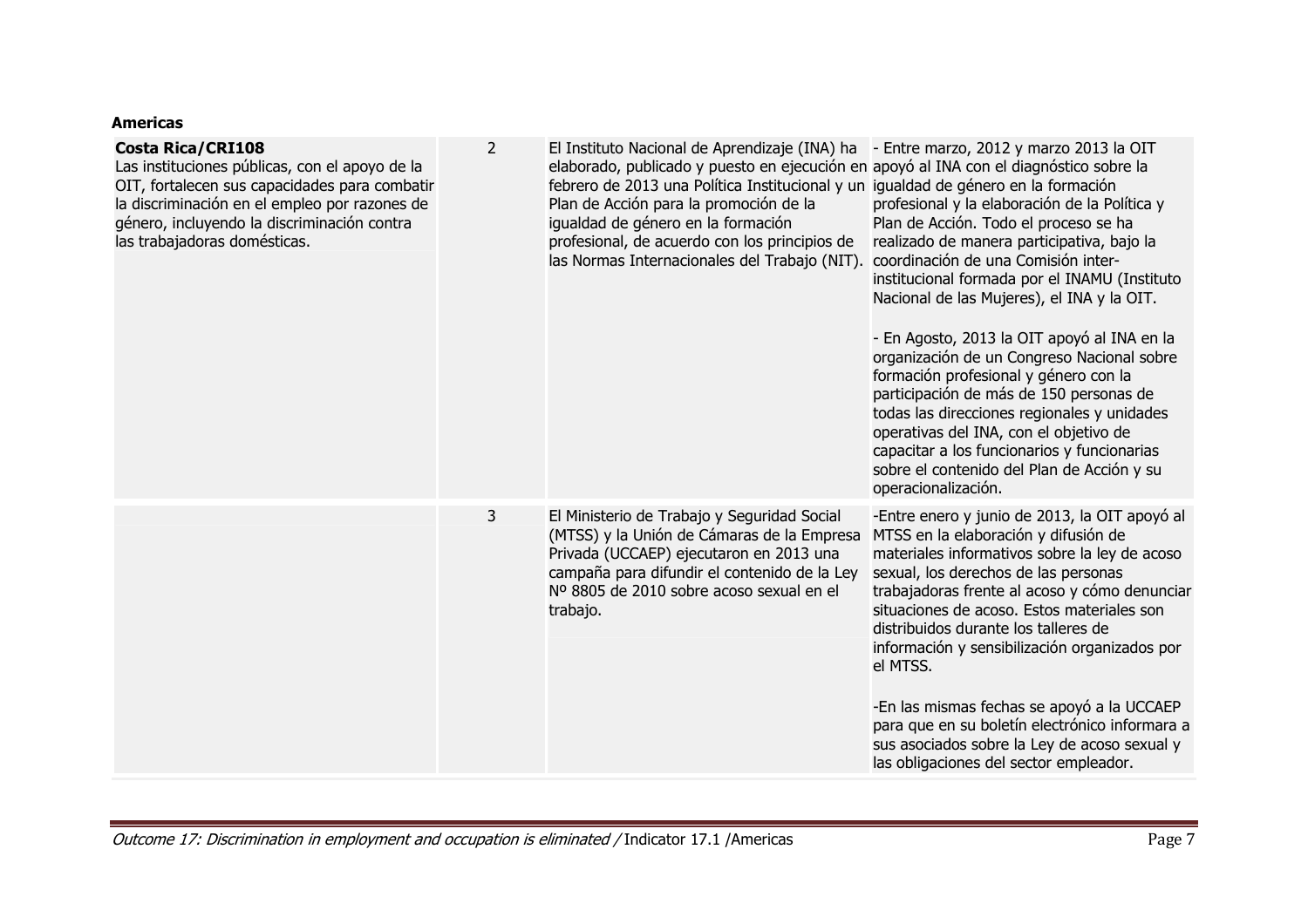**Americas**

| | | | |
|---|---|---|---|
| **Costa Rica/CRI108**<br>Las instituciones públicas, con el apoyo de la OIT, fortalecen sus capacidades para combatir la discriminación en el empleo por razones de género, incluyendo la discriminación contra las trabajadoras domésticas. | 2 | El Instituto Nacional de Aprendizaje (INA) ha elaborado, publicado y puesto en ejecución en febrero de 2013 una Política Institucional y un Plan de Acción para la promoción de la igualdad de género en la formación profesional, de acuerdo con los principios de las Normas Internacionales del Trabajo (NIT). | - Entre marzo, 2012 y marzo 2013 la OIT apoyó al INA con el diagnóstico sobre la igualdad de género en la formación profesional y la elaboración de la Política y Plan de Acción. Todo el proceso se ha realizado de manera participativa, bajo la coordinación de una Comisión inter-institucional formada por el INAMU (Instituto Nacional de las Mujeres), el INA y la OIT.<br><br>- En Agosto, 2013 la OIT apoyó al INA en la organización de un Congreso Nacional sobre formación profesional y género con la participación de más de 150 personas de todas las direcciones regionales y unidades operativas del INA, con el objetivo de capacitar a los funcionarios y funcionarias sobre el contenido del Plan de Acción y su operacionalización. |
| | 3 | El Ministerio de Trabajo y Seguridad Social (MTSS) y la Unión de Cámaras de la Empresa Privada (UCCAEP) ejecutaron en 2013 una campaña para difundir el contenido de la Ley Nº 8805 de 2010 sobre acoso sexual en el trabajo. | -Entre enero y junio de 2013, la OIT apoyó al MTSS en la elaboración y difusión de materiales informativos sobre la ley de acoso sexual, los derechos de las personas trabajadoras frente al acoso y cómo denunciar situaciones de acoso. Estos materiales son distribuidos durante los talleres de información y sensibilización organizados por el MTSS.<br><br>-En las mismas fechas se apoyó a la UCCAEP para que en su boletín electrónico informara a sus asociados sobre la Ley de acoso sexual y las obligaciones del sector empleador. |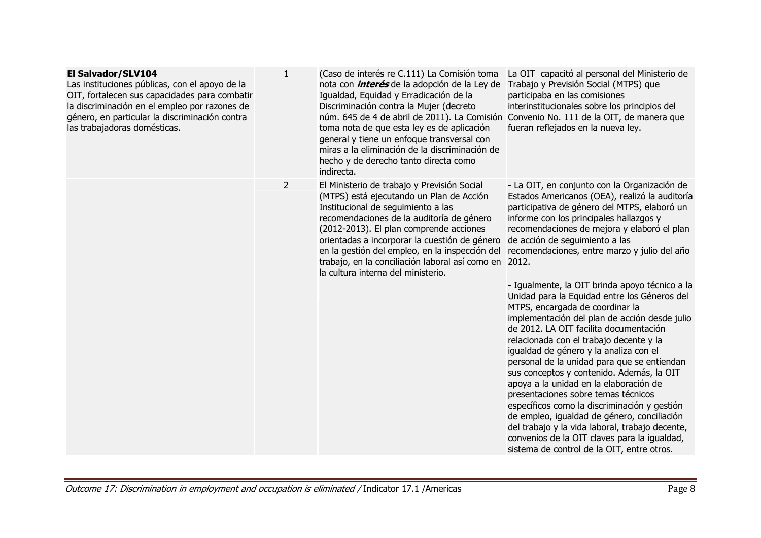| | | | |
|---|---|---|---|
| **El Salvador/SLV104**<br>Las instituciones públicas, con el apoyo de la OIT, fortalecen sus capacidades para combatir la discriminación en el empleo por razones de género, en particular la discriminación contra las trabajadoras domésticas. | 1 | (Caso de interés re C.111) La Comisión toma nota con ***interés*** de la adopción de la Ley de Igualdad, Equidad y Erradicación de la Discriminación contra la Mujer (decreto núm. 645 de 4 de abril de 2011). La Comisión toma nota de que esta ley es de aplicación general y tiene un enfoque transversal con miras a la eliminación de la discriminación de hecho y de derecho tanto directa como indirecta. | La OIT capacitó al personal del Ministerio de Trabajo y Previsión Social (MTPS) que participaba en las comisiones interinstitucionales sobre los principios del Convenio No. 111 de la OIT, de manera que fueran reflejados en la nueva ley. |
| | 2 | El Ministerio de trabajo y Previsión Social (MTPS) está ejecutando un Plan de Acción Institucional de seguimiento a las recomendaciones de la auditoría de género (2012-2013). El plan comprende acciones orientadas a incorporar la cuestión de género en la gestión del empleo, en la inspección del trabajo, en la conciliación laboral así como en la cultura interna del ministerio. | - La OIT, en conjunto con la Organización de Estados Americanos (OEA), realizó la auditoría participativa de género del MTPS, elaboró un informe con los principales hallazgos y recomendaciones de mejora y elaboró el plan de acción de seguimiento a las recomendaciones, entre marzo y julio del año 2012.<br><br>- Igualmente, la OIT brinda apoyo técnico a la Unidad para la Equidad entre los Géneros del MTPS, encargada de coordinar la implementación del plan de acción desde julio de 2012. LA OIT facilita documentación relacionada con el trabajo decente y la igualdad de género y la analiza con el personal de la unidad para que se entiendan sus conceptos y contenido. Además, la OIT apoya a la unidad en la elaboración de presentaciones sobre temas técnicos específicos como la discriminación y gestión de empleo, igualdad de género, conciliación del trabajo y la vida laboral, trabajo decente, convenios de la OIT claves para la igualdad, sistema de control de la OIT, entre otros. |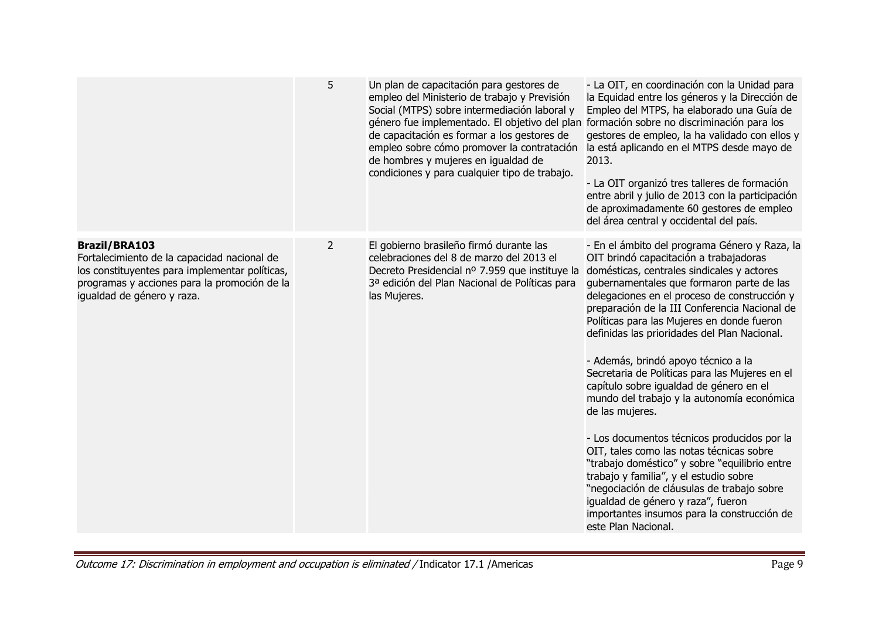| | | | |
|---|---|---|---|
| | 5 | Un plan de capacitación para gestores de empleo del Ministerio de trabajo y Previsión Social (MTPS) sobre intermediación laboral y género fue implementado. El objetivo del plan de capacitación es formar a los gestores de empleo sobre cómo promover la contratación de hombres y mujeres en igualdad de condiciones y para cualquier tipo de trabajo. | - La OIT, en coordinación con la Unidad para la Equidad entre los géneros y la Dirección de Empleo del MTPS, ha elaborado una Guía de formación sobre no discriminación para los gestores de empleo, la ha validado con ellos y la está aplicando en el MTPS desde mayo de 2013.<br><br>- La OIT organizó tres talleres de formación entre abril y julio de 2013 con la participación de aproximadamente 60 gestores de empleo del área central y occidental del país. |
| **Brazil/BRA103**<br>Fortalecimiento de la capacidad nacional de los constituyentes para implementar políticas, programas y acciones para la promoción de la igualdad de género y raza. | 2 | El gobierno brasileño firmó durante las celebraciones del 8 de marzo del 2013 el Decreto Presidencial nº 7.959 que instituye la 3ª edición del Plan Nacional de Políticas para las Mujeres. | - En el ámbito del programa Género y Raza, la OIT brindó capacitación a trabajadoras domésticas, centrales sindicales y actores gubernamentales que formaron parte de las delegaciones en el proceso de construcción y preparación de la III Conferencia Nacional de Políticas para las Mujeres en donde fueron definidas las prioridades del Plan Nacional.<br><br>- Además, brindó apoyo técnico a la Secretaria de Políticas para las Mujeres en el capítulo sobre igualdad de género en el mundo del trabajo y la autonomía económica de las mujeres.<br><br>- Los documentos técnicos producidos por la OIT, tales como las notas técnicas sobre "trabajo doméstico" y sobre "equilibrio entre trabajo y familia", y el estudio sobre "negociación de cláusulas de trabajo sobre igualdad de género y raza", fueron importantes insumos para la construcción de este Plan Nacional. |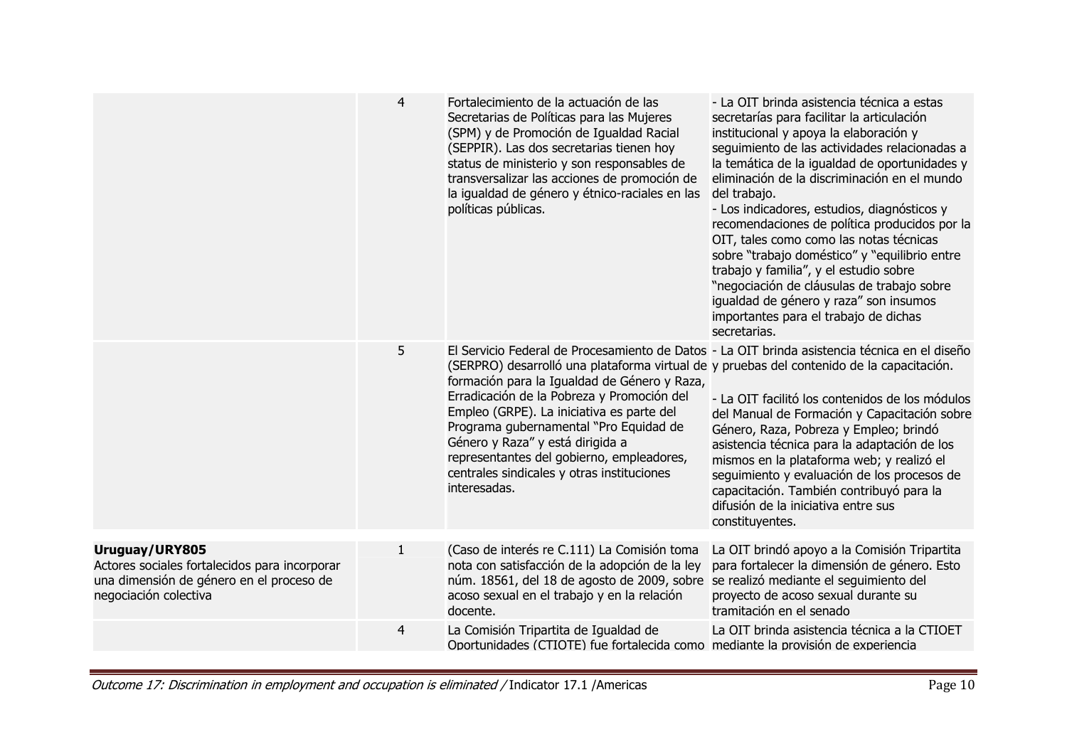| | | | |
|---|---|---|---|
| | 4 | Fortalecimiento de la actuación de las Secretarias de Políticas para las Mujeres (SPM) y de Promoción de Igualdad Racial (SEPPIR). Las dos secretarias tienen hoy status de ministerio y son responsables de transversalizar las acciones de promoción de la igualdad de género y étnico-raciales en las políticas públicas. | - La OIT brinda asistencia técnica a estas secretarías para facilitar la articulación institucional y apoya la elaboración y seguimiento de las actividades relacionadas a la temática de la igualdad de oportunidades y eliminación de la discriminación en el mundo del trabajo.<br>- Los indicadores, estudios, diagnósticos y recomendaciones de política producidos por la OIT, tales como como las notas técnicas sobre "trabajo doméstico" y "equilibrio entre trabajo y familia", y el estudio sobre "negociación de cláusulas de trabajo sobre igualdad de género y raza" son insumos importantes para el trabajo de dichas secretarias. |
| | 5 | El Servicio Federal de Procesamiento de Datos (SERPRO) desarrolló una plataforma virtual de formación para la Igualdad de Género y Raza, Erradicación de la Pobreza y Promoción del Empleo (GRPE). La iniciativa es parte del Programa gubernamental "Pro Equidad de Género y Raza" y está dirigida a representantes del gobierno, empleadores, centrales sindicales y otras instituciones interesadas. | - La OIT brinda asistencia técnica en el diseño y pruebas del contenido de la capacitación.<br><br>- La OIT facilitó los contenidos de los módulos del Manual de Formación y Capacitación sobre Género, Raza, Pobreza y Empleo; brindó asistencia técnica para la adaptación de los mismos en la plataforma web; y realizó el seguimiento y evaluación de los procesos de capacitación. También contribuyó para la difusión de la iniciativa entre sus constituyentes. |
| **Uruguay/URY805**<br>Actores sociales fortalecidos para incorporar una dimensión de género en el proceso de negociación colectiva | 1 | (Caso de interés re C.111) La Comisión toma nota con satisfacción de la adopción de la ley núm. 18561, del 18 de agosto de 2009, sobre acoso sexual en el trabajo y en la relación docente. | La OIT brindó apoyo a la Comisión Tripartita para fortalecer la dimensión de género. Esto se realizó mediante el seguimiento del proyecto de acoso sexual durante su tramitación en el senado |
| | 4 | La Comisión Tripartita de Igualdad de Oportunidades (CTIOTE) fue fortalecida como | La OIT brinda asistencia técnica a la CTIOET mediante la provisión de experiencia |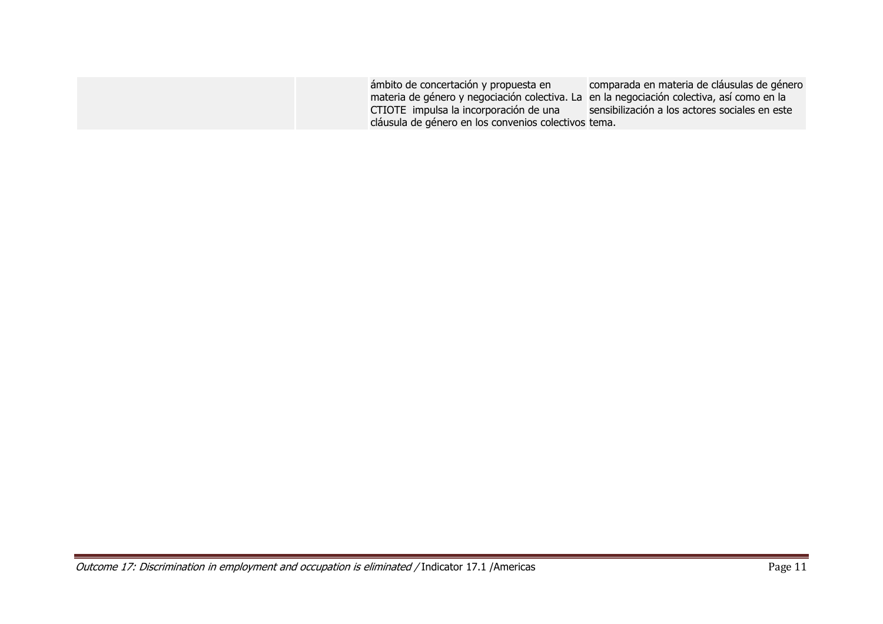| | | | |
|---|---|---|---|
| | | ámbito de concertación y propuesta en materia de género y negociación colectiva. La CTIOTE impulsa la incorporación de una cláusula de género en los convenios colectivos | comparada en materia de cláusulas de género en la negociación colectiva, así como en la sensibilización a los actores sociales en este tema. |